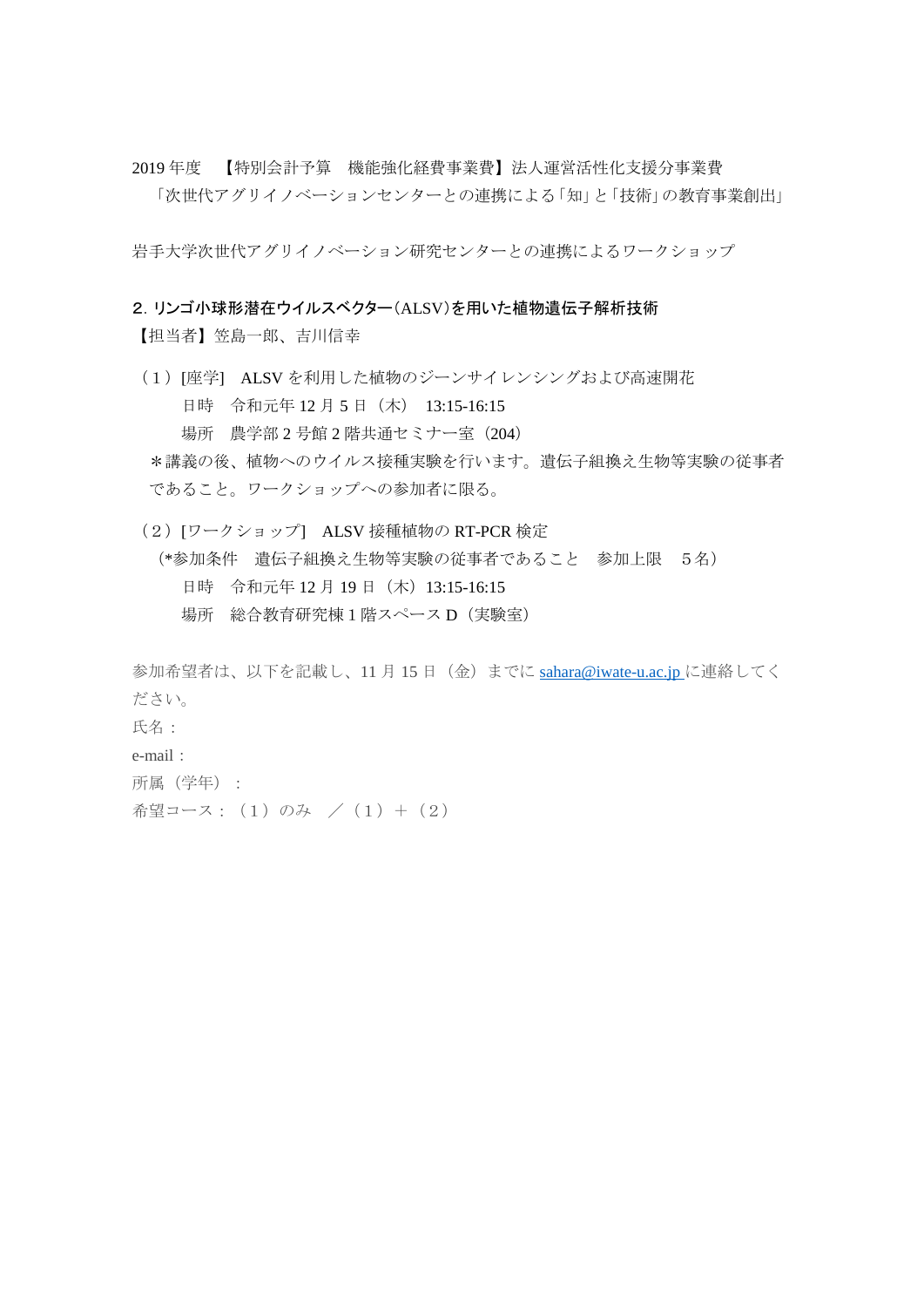2019 年度　【特別会計予算　機能強化経費事業費】法人運営活性化支援分事業費

「次世代アグリイノベーションセンターとの連携による｢知｣と｢技術｣の教育事業創出」

岩手大学次世代アグリイノベーション研究センターとの連携によるワークショップ

**２. リンゴ小球形潜在ウイルスベクター（ALSV）を用いた植物遺伝子解析技術**

【担当者】笠島一郎、吉川信幸

（１）[座学]　ALSV を利用した植物のジーンサイレンシングおよび高速開花

日時　令和元年 12 月 5 日（木）　13:15-16:15

場所　農学部 2 号館 2 階共通セミナー室（204）

＊講義の後、植物へのウイルス接種実験を行います。遺伝子組換え生物等実験の従事者であること。ワークショップへの参加者に限る。

（２）[ワークショップ]　ALSV 接種植物の RT-PCR 検定

（*参加条件　遺伝子組換え生物等実験の従事者であること　参加上限　５名）

日時　令和元年 12 月 19 日（木）13:15-16:15

場所　総合教育研究棟 1 階スペース D（実験室）

参加希望者は、以下を記載し、11 月 15 日（金）までに sahara@iwate-u.ac.jp に連絡してください。

氏名：

e-mail：

所属（学年）：

希望コース：（1）のみ　／（1）＋（2）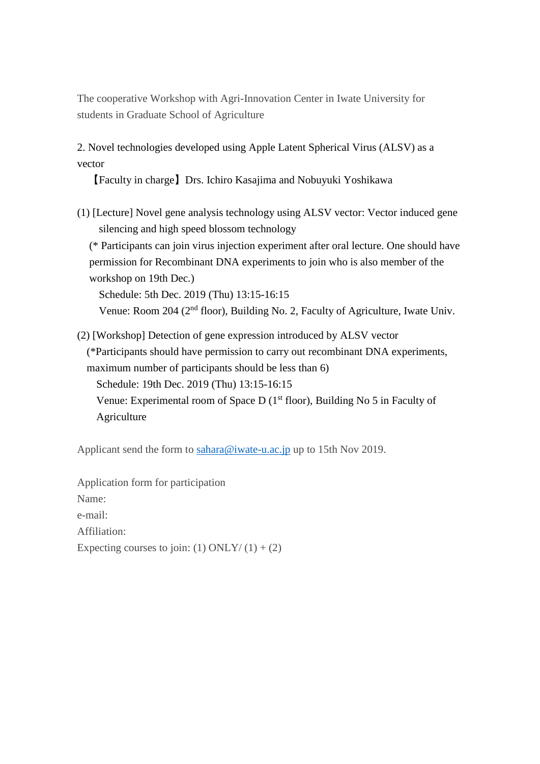The cooperative Workshop with Agri-Innovation Center in Iwate University for students in Graduate School of Agriculture

2. Novel technologies developed using Apple Latent Spherical Virus (ALSV) as a vector

【Faculty in charge】Drs. Ichiro Kasajima and Nobuyuki Yoshikawa

(1) [Lecture] Novel gene analysis technology using ALSV vector: Vector induced gene silencing and high speed blossom technology

(* Participants can join virus injection experiment after oral lecture. One should have permission for Recombinant DNA experiments to join who is also member of the workshop on 19th Dec.)

Schedule: 5th Dec. 2019 (Thu) 13:15-16:15

Venue: Room 204 (2nd floor), Building No. 2, Faculty of Agriculture, Iwate Univ.

(2) [Workshop] Detection of gene expression introduced by ALSV vector

(*Participants should have permission to carry out recombinant DNA experiments, maximum number of participants should be less than 6)

Schedule: 19th Dec. 2019 (Thu) 13:15-16:15

Venue: Experimental room of Space D (1st floor), Building No 5 in Faculty of Agriculture

Applicant send the form to sahara@iwate-u.ac.jp up to 15th Nov 2019.

Application form for participation

Name:

e-mail:

Affiliation:

Expecting courses to join: (1) ONLY/ (1) + (2)